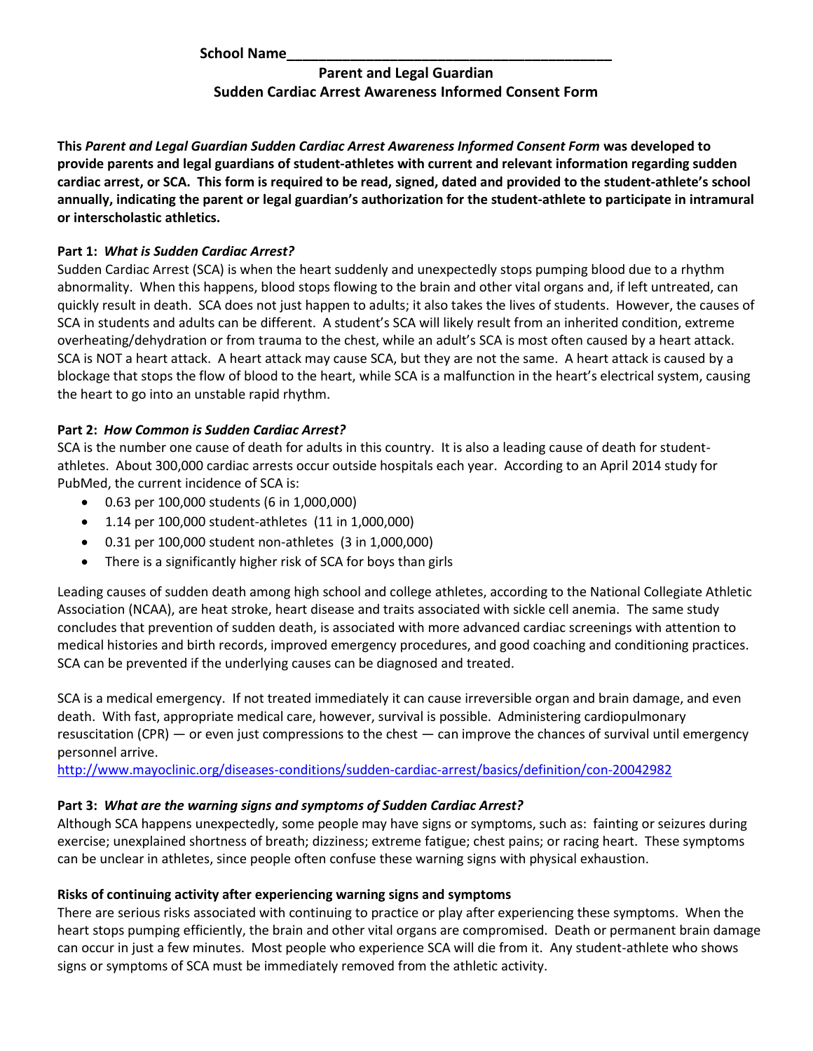**School Name\_\_\_\_\_\_\_\_\_\_\_\_\_\_\_\_\_\_\_\_\_\_\_\_\_\_\_\_\_\_\_\_\_\_\_\_\_\_\_\_\_\_\_\_**

# Parent and Legal Guardian
# Sudden Cardiac Arrest Awareness Informed Consent Form

**This *Parent and Legal Guardian Sudden Cardiac Arrest Awareness Informed Consent Form* was developed to provide parents and legal guardians of student-athletes with current and relevant information regarding sudden cardiac arrest, or SCA. This form is required to be read, signed, dated and provided to the student-athlete's school annually, indicating the parent or legal guardian's authorization for the student-athlete to participate in intramural or interscholastic athletics.**

**Part 1: *What is Sudden Cardiac Arrest?***

Sudden Cardiac Arrest (SCA) is when the heart suddenly and unexpectedly stops pumping blood due to a rhythm abnormality. When this happens, blood stops flowing to the brain and other vital organs and, if left untreated, can quickly result in death. SCA does not just happen to adults; it also takes the lives of students. However, the causes of SCA in students and adults can be different. A student's SCA will likely result from an inherited condition, extreme overheating/dehydration or from trauma to the chest, while an adult's SCA is most often caused by a heart attack. SCA is NOT a heart attack. A heart attack may cause SCA, but they are not the same. A heart attack is caused by a blockage that stops the flow of blood to the heart, while SCA is a malfunction in the heart's electrical system, causing the heart to go into an unstable rapid rhythm.

**Part 2: *How Common is Sudden Cardiac Arrest?***

SCA is the number one cause of death for adults in this country. It is also a leading cause of death for student-athletes. About 300,000 cardiac arrests occur outside hospitals each year. According to an April 2014 study for PubMed, the current incidence of SCA is:

- 0.63 per 100,000 students (6 in 1,000,000)
- 1.14 per 100,000 student-athletes (11 in 1,000,000)
- 0.31 per 100,000 student non-athletes (3 in 1,000,000)
- There is a significantly higher risk of SCA for boys than girls

Leading causes of sudden death among high school and college athletes, according to the National Collegiate Athletic Association (NCAA), are heat stroke, heart disease and traits associated with sickle cell anemia. The same study concludes that prevention of sudden death, is associated with more advanced cardiac screenings with attention to medical histories and birth records, improved emergency procedures, and good coaching and conditioning practices. SCA can be prevented if the underlying causes can be diagnosed and treated.

SCA is a medical emergency. If not treated immediately it can cause irreversible organ and brain damage, and even death. With fast, appropriate medical care, however, survival is possible. Administering cardiopulmonary resuscitation (CPR) — or even just compressions to the chest — can improve the chances of survival until emergency personnel arrive.

http://www.mayoclinic.org/diseases-conditions/sudden-cardiac-arrest/basics/definition/con-20042982

**Part 3: *What are the warning signs and symptoms of Sudden Cardiac Arrest?***

Although SCA happens unexpectedly, some people may have signs or symptoms, such as: fainting or seizures during exercise; unexplained shortness of breath; dizziness; extreme fatigue; chest pains; or racing heart. These symptoms can be unclear in athletes, since people often confuse these warning signs with physical exhaustion.

**Risks of continuing activity after experiencing warning signs and symptoms**

There are serious risks associated with continuing to practice or play after experiencing these symptoms. When the heart stops pumping efficiently, the brain and other vital organs are compromised. Death or permanent brain damage can occur in just a few minutes. Most people who experience SCA will die from it. Any student-athlete who shows signs or symptoms of SCA must be immediately removed from the athletic activity.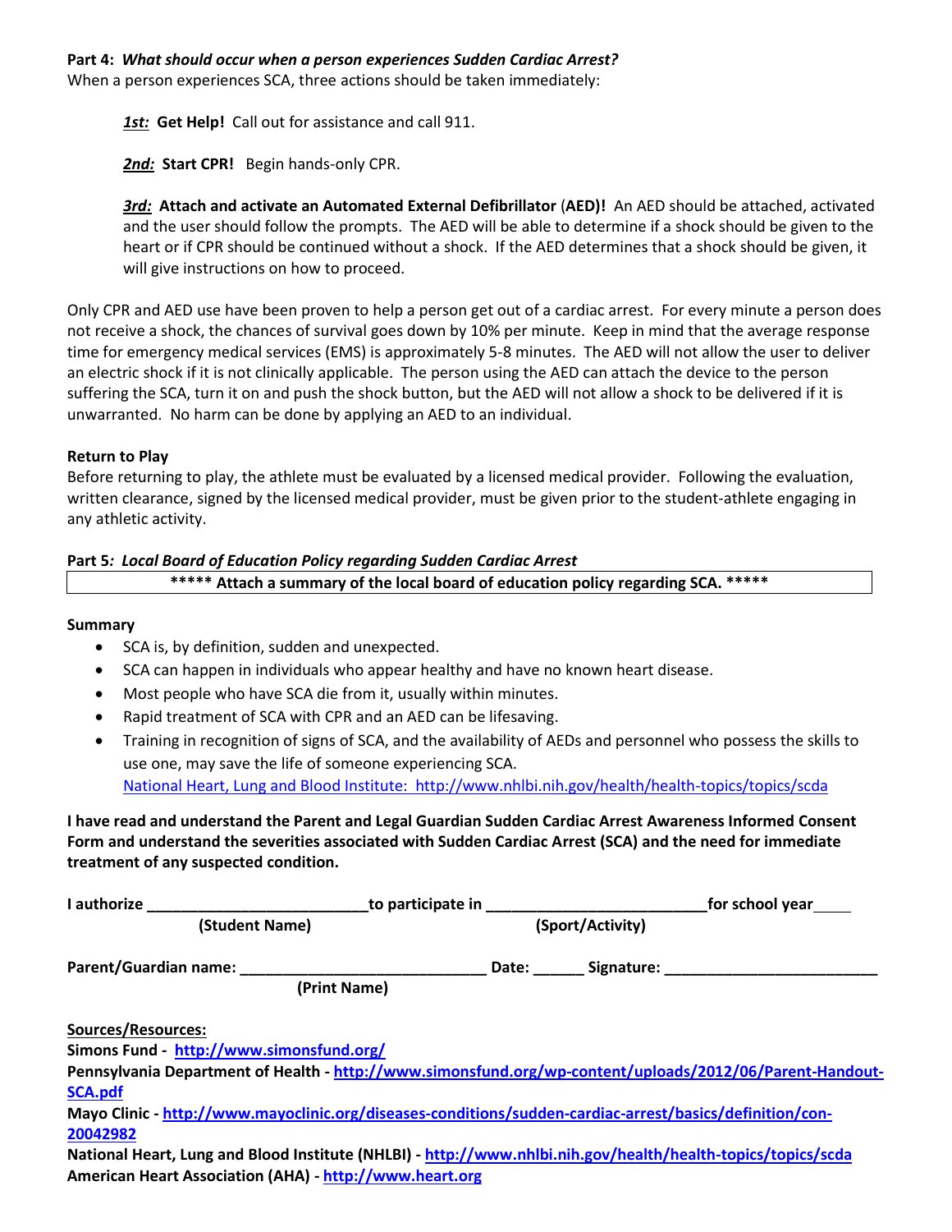**Part 4:** ***What should occur when a person experiences Sudden Cardiac Arrest?***
When a person experiences SCA, three actions should be taken immediately:

***1st:*** **Get Help!** Call out for assistance and call 911.

***2nd:*** **Start CPR!** Begin hands-only CPR.

***3rd:*** **Attach and activate an Automated External Defibrillator (AED)!** An AED should be attached, activated and the user should follow the prompts. The AED will be able to determine if a shock should be given to the heart or if CPR should be continued without a shock. If the AED determines that a shock should be given, it will give instructions on how to proceed.

Only CPR and AED use have been proven to help a person get out of a cardiac arrest. For every minute a person does not receive a shock, the chances of survival goes down by 10% per minute. Keep in mind that the average response time for emergency medical services (EMS) is approximately 5-8 minutes. The AED will not allow the user to deliver an electric shock if it is not clinically applicable. The person using the AED can attach the device to the person suffering the SCA, turn it on and push the shock button, but the AED will not allow a shock to be delivered if it is unwarranted. No harm can be done by applying an AED to an individual.

**Return to Play**
Before returning to play, the athlete must be evaluated by a licensed medical provider. Following the evaluation, written clearance, signed by the licensed medical provider, must be given prior to the student-athlete engaging in any athletic activity.

**Part 5***: Local Board of Education Policy regarding Sudden Cardiac Arrest*

| ***** Attach a summary of the local board of education policy regarding SCA. ***** |
|---|

**Summary**

- SCA is, by definition, sudden and unexpected.
- SCA can happen in individuals who appear healthy and have no known heart disease.
- Most people who have SCA die from it, usually within minutes.
- Rapid treatment of SCA with CPR and an AED can be lifesaving.
- Training in recognition of signs of SCA, and the availability of AEDs and personnel who possess the skills to use one, may save the life of someone experiencing SCA.
  National Heart, Lung and Blood Institute: http://www.nhlbi.nih.gov/health/health-topics/topics/scda

**I have read and understand the Parent and Legal Guardian Sudden Cardiac Arrest Awareness Informed Consent Form and understand the severities associated with Sudden Cardiac Arrest (SCA) and the need for immediate treatment of any suspected condition.**

**I authorize __________________________ to participate in __________________________ for school year ____**
**(Student Name)** **(Sport/Activity)**

**Parent/Guardian name: _____________________________ Date: ______ Signature: ________________________**
**(Print Name)**

**Sources/Resources:**
**Simons Fund -** http://www.simonsfund.org/
**Pennsylvania Department of Health -** http://www.simonsfund.org/wp-content/uploads/2012/06/Parent-Handout-SCA.pdf
**Mayo Clinic -** http://www.mayoclinic.org/diseases-conditions/sudden-cardiac-arrest/basics/definition/con-20042982
**National Heart, Lung and Blood Institute (NHLBI) -** http://www.nhlbi.nih.gov/health/health-topics/topics/scda
**American Heart Association (AHA) -** http://www.heart.org